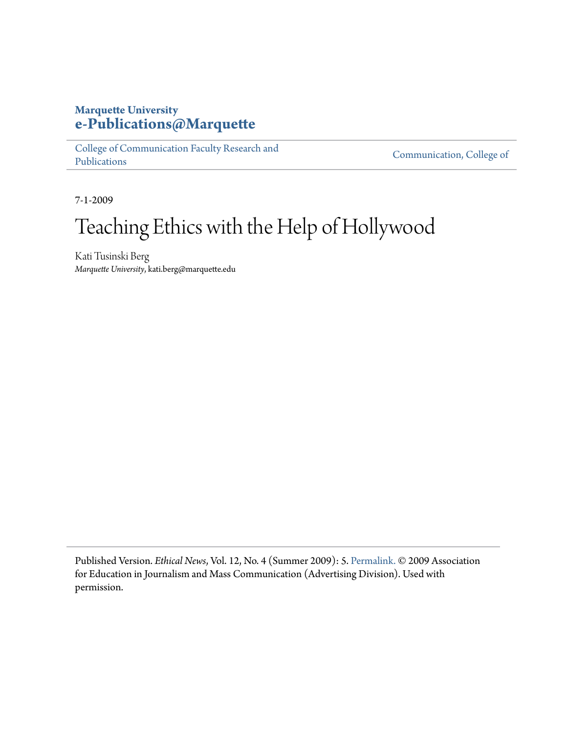**Marquette University**
**e-Publications@Marquette**

College of Communication Faculty Research and Publications | Communication, College of

7-1-2009

# Teaching Ethics with the Help of Hollywood

Kati Tusinski Berg
*Marquette University*, kati.berg@marquette.edu

Published Version. *Ethical News*, Vol. 12, No. 4 (Summer 2009): 5. Permalink. © 2009 Association for Education in Journalism and Mass Communication (Advertising Division). Used with permission.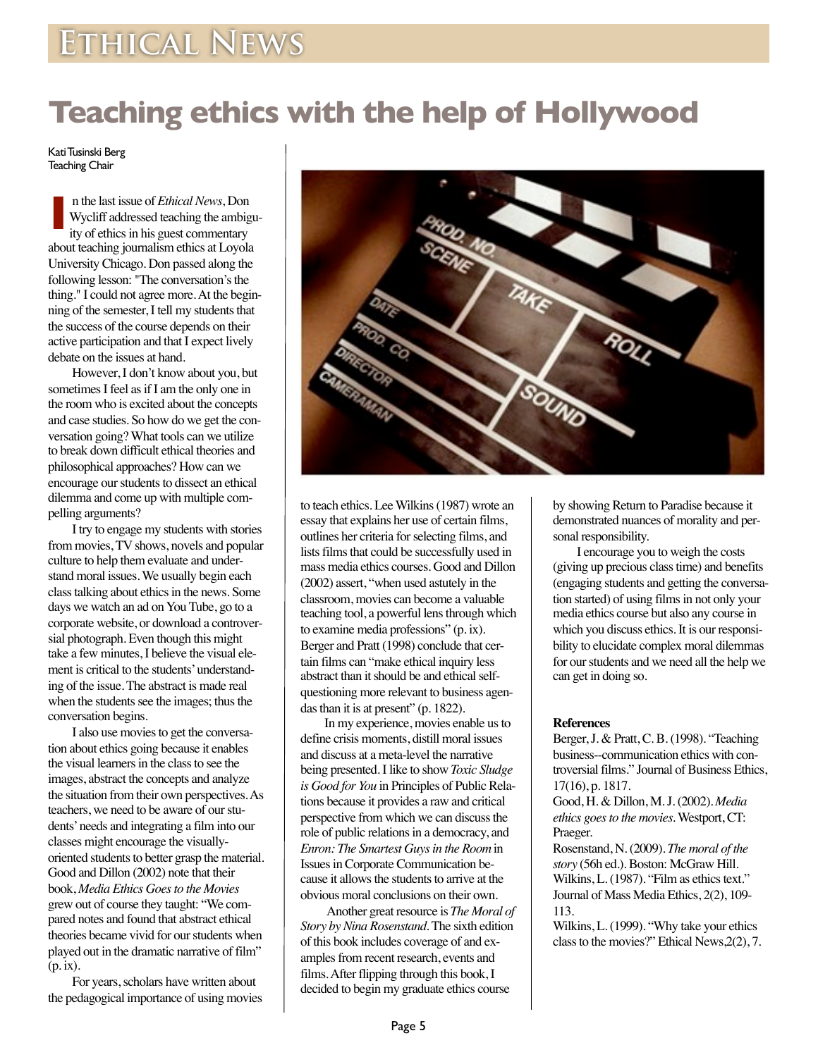# Teaching ethics with the help of Hollywood

Kati Tusinski Berg
Teaching Chair

In the last issue of *Ethical News*, Don Wycliff addressed teaching the ambiguity of ethics in his guest commentary about teaching journalism ethics at Loyola University Chicago. Don passed along the following lesson: "The conversation's the thing." I could not agree more. At the beginning of the semester, I tell my students that the success of the course depends on their active participation and that I expect lively debate on the issues at hand.

However, I don't know about you, but sometimes I feel as if I am the only one in the room who is excited about the concepts and case studies. So how do we get the conversation going? What tools can we utilize to break down difficult ethical theories and philosophical approaches? How can we encourage our students to dissect an ethical dilemma and come up with multiple compelling arguments?

I try to engage my students with stories from movies, TV shows, novels and popular culture to help them evaluate and understand moral issues. We usually begin each class talking about ethics in the news. Some days we watch an ad on You Tube, go to a corporate website, or download a controversial photograph. Even though this might take a few minutes, I believe the visual element is critical to the students' understanding of the issue. The abstract is made real when the students see the images; thus the conversation begins.

I also use movies to get the conversation about ethics going because it enables the visual learners in the class to see the images, abstract the concepts and analyze the situation from their own perspectives. As teachers, we need to be aware of our students' needs and integrating a film into our classes might encourage the visually-oriented students to better grasp the material. Good and Dillon (2002) note that their book, *Media Ethics Goes to the Movies* grew out of course they taught: "We compared notes and found that abstract ethical theories became vivid for our students when played out in the dramatic narrative of film" (p. ix).

For years, scholars have written about the pedagogical importance of using movies to teach ethics. Lee Wilkins (1987) wrote an essay that explains her use of certain films, outlines her criteria for selecting films, and lists films that could be successfully used in mass media ethics courses. Good and Dillon (2002) assert, "when used astutely in the classroom, movies can become a valuable teaching tool, a powerful lens through which to examine media professions" (p. ix). Berger and Pratt (1998) conclude that certain films can "make ethical inquiry less abstract than it should be and ethical self-questioning more relevant to business agendas than it is at present" (p. 1822).

In my experience, movies enable us to define crisis moments, distill moral issues and discuss at a meta-level the narrative being presented. I like to show *Toxic Sludge is Good for You* in Principles of Public Relations because it provides a raw and critical perspective from which we can discuss the role of public relations in a democracy, and *Enron: The Smartest Guys in the Room* in Issues in Corporate Communication because it allows the students to arrive at the obvious moral conclusions on their own.

Another great resource is *The Moral of Story by Nina Rosenstand*. The sixth edition of this book includes coverage of and examples from recent research, events and films. After flipping through this book, I decided to begin my graduate ethics course by showing Return to Paradise because it demonstrated nuances of morality and personal responsibility.

I encourage you to weigh the costs (giving up precious class time) and benefits (engaging students and getting the conversation started) of using films in not only your media ethics course but also any course in which you discuss ethics. It is our responsibility to elucidate complex moral dilemmas for our students and we need all the help we can get in doing so.

**References**

Berger, J. & Pratt, C. B. (1998). "Teaching business--communication ethics with controversial films." Journal of Business Ethics, 17(16), p. 1817.

Good, H. & Dillon, M. J. (2002). *Media ethics goes to the movies*. Westport, CT: Praeger.

Rosenstand, N. (2009). *The moral of the story* (56h ed.). Boston: McGraw Hill.

Wilkins, L. (1987). "Film as ethics text." Journal of Mass Media Ethics, 2(2), 109-113.

Wilkins, L. (1999). "Why take your ethics class to the movies?" Ethical News, 2(2), 7.